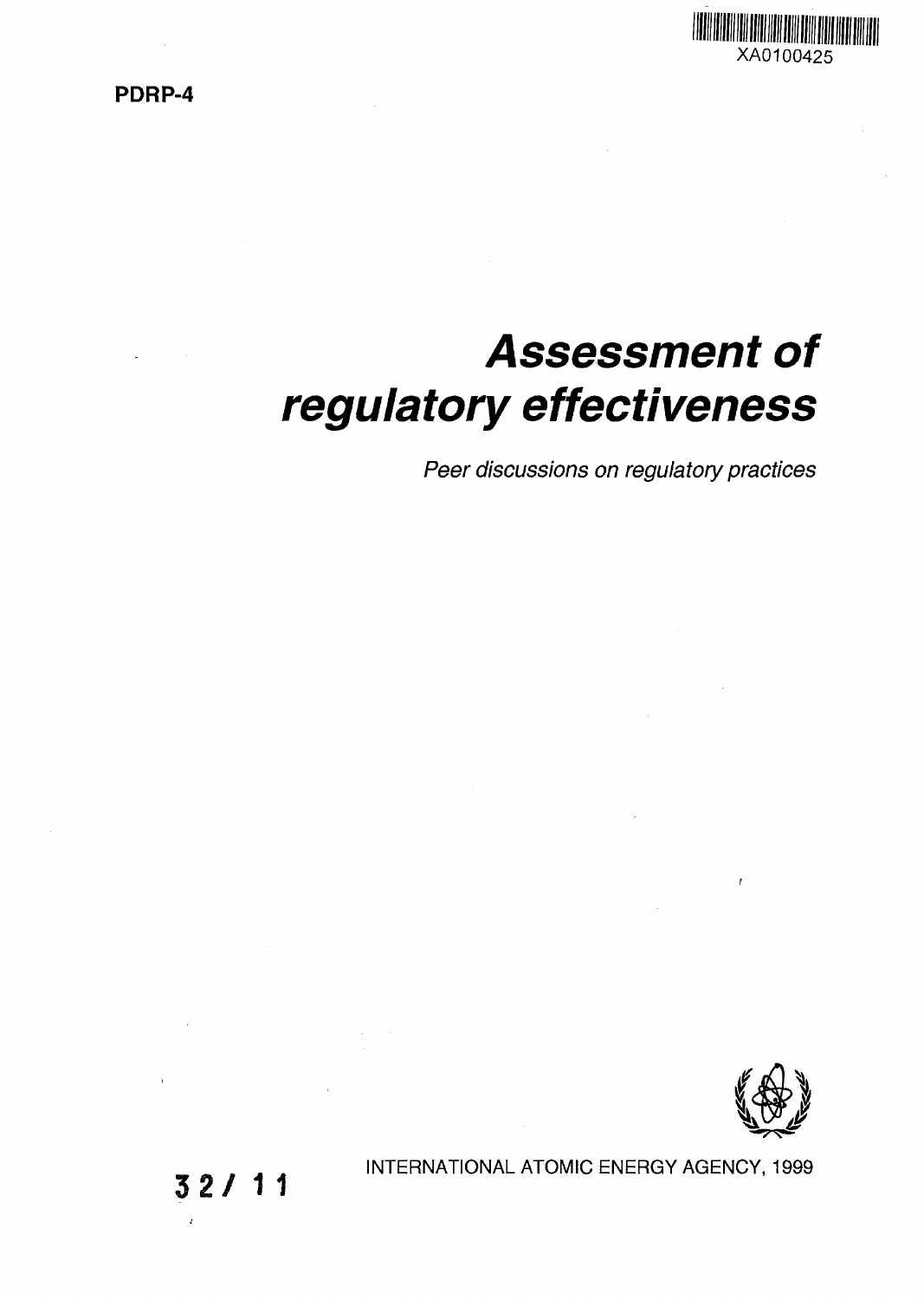XA0100425

**PDRP-4**

# *Assessment of regulatory effectiveness*

*Peer discussions on regulatory practices*

INTERNATIONAL ATOMIC ENERGY AGENCY, 1999

32/ 11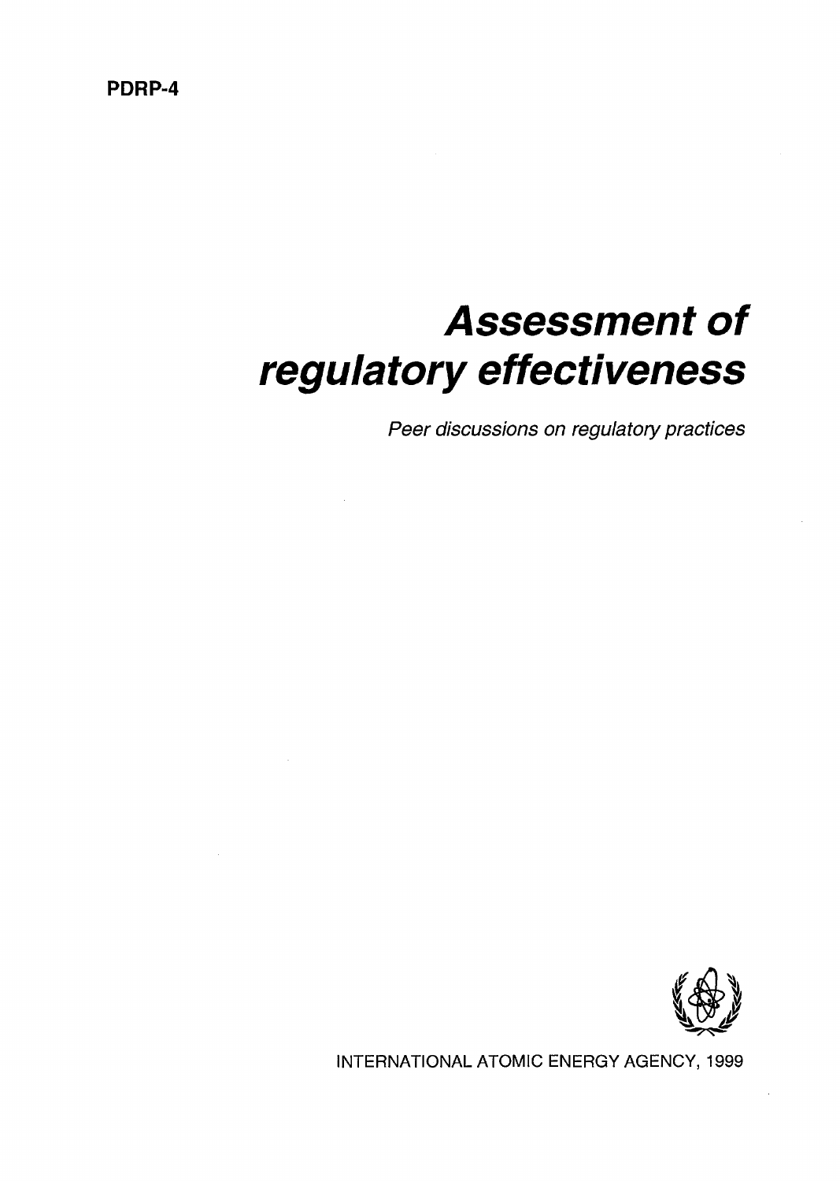PDRP-4

# Assessment of regulatory effectiveness

*Peer discussions on regulatory practices*

INTERNATIONAL ATOMIC ENERGY AGENCY, 1999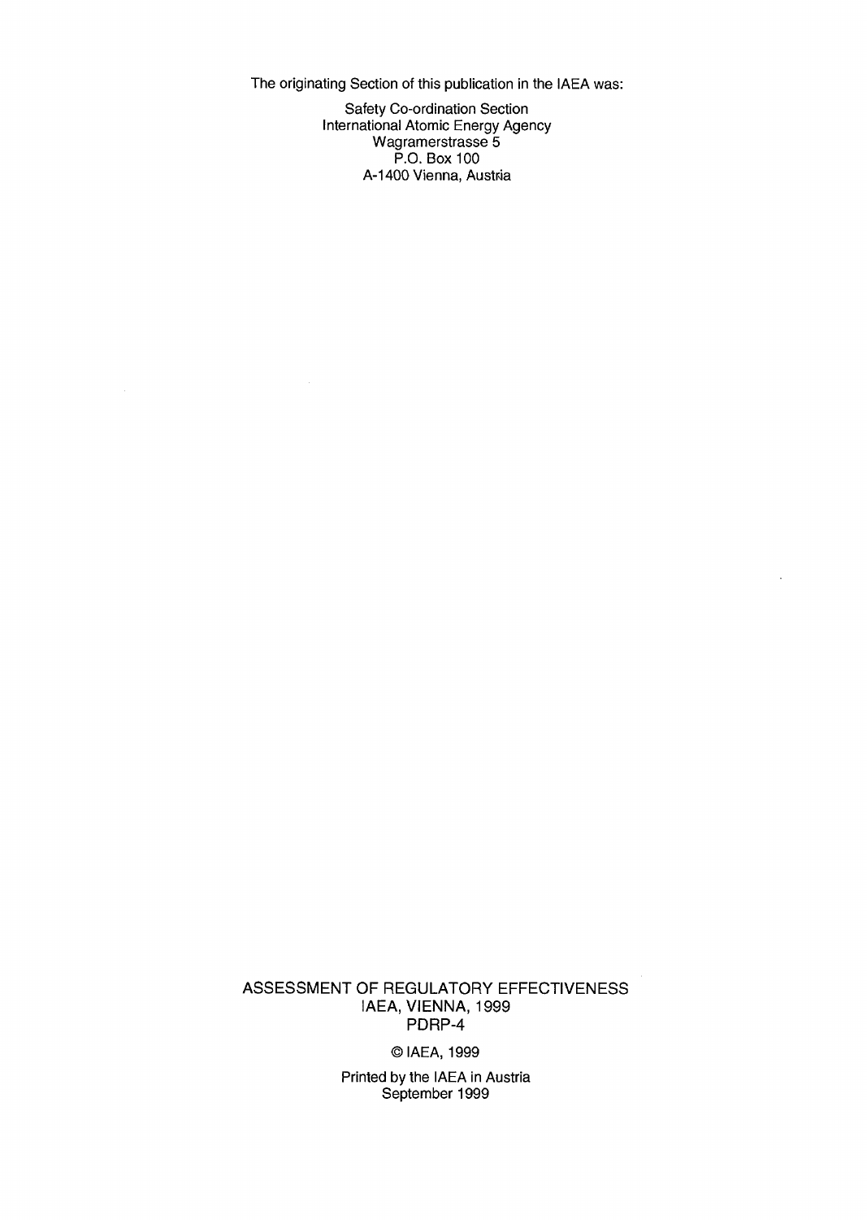The originating Section of this publication in the IAEA was:

Safety Co-ordination Section
International Atomic Energy Agency
Wagramerstrasse 5
P.O. Box 100
A-1400 Vienna, Austria

ASSESSMENT OF REGULATORY EFFECTIVENESS
IAEA, VIENNA, 1999
PDRP-4

© IAEA, 1999

Printed by the IAEA in Austria
September 1999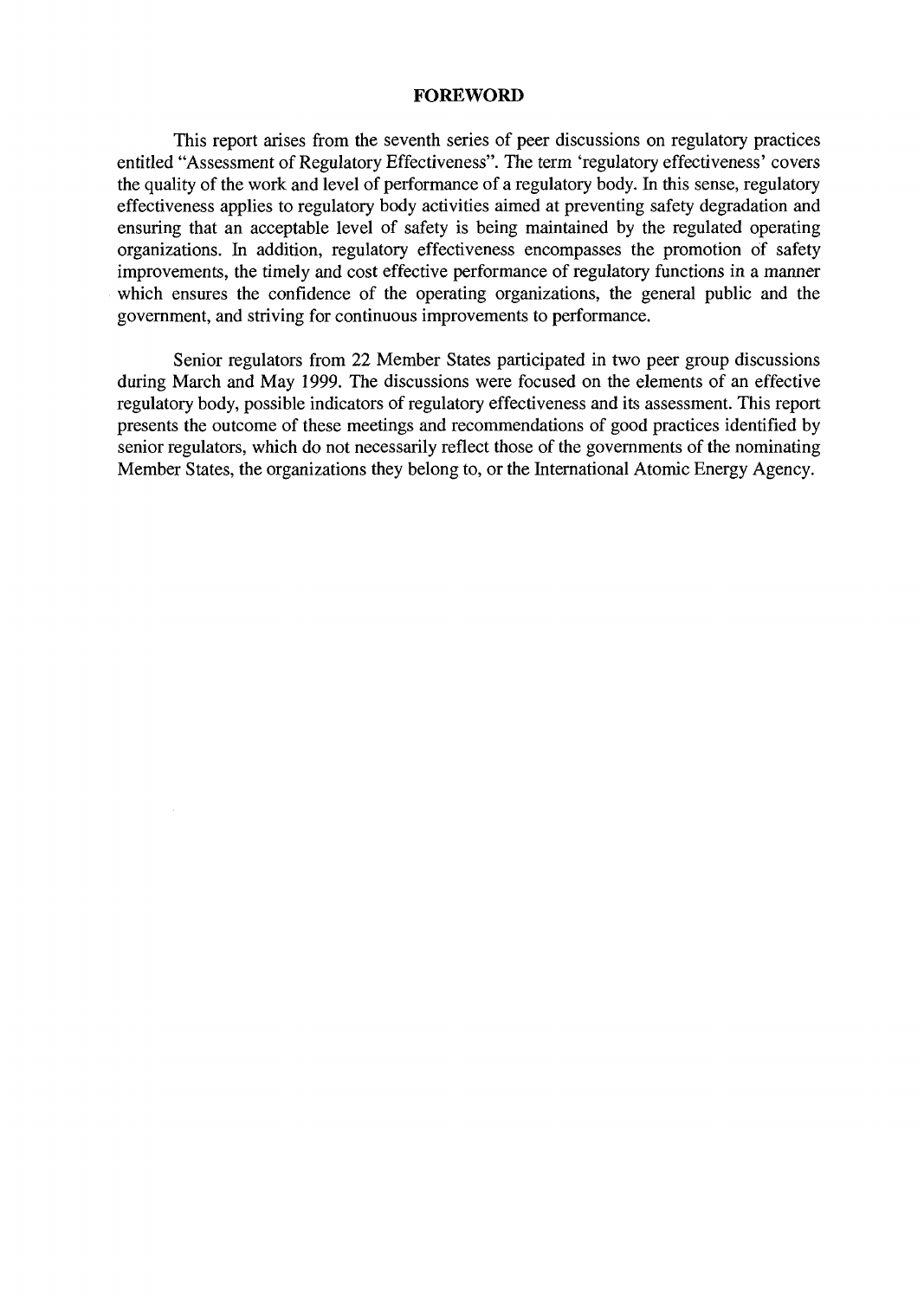# FOREWORD

This report arises from the seventh series of peer discussions on regulatory practices entitled "Assessment of Regulatory Effectiveness". The term 'regulatory effectiveness' covers the quality of the work and level of performance of a regulatory body. In this sense, regulatory effectiveness applies to regulatory body activities aimed at preventing safety degradation and ensuring that an acceptable level of safety is being maintained by the regulated operating organizations. In addition, regulatory effectiveness encompasses the promotion of safety improvements, the timely and cost effective performance of regulatory functions in a manner which ensures the confidence of the operating organizations, the general public and the government, and striving for continuous improvements to performance.

Senior regulators from 22 Member States participated in two peer group discussions during March and May 1999. The discussions were focused on the elements of an effective regulatory body, possible indicators of regulatory effectiveness and its assessment. This report presents the outcome of these meetings and recommendations of good practices identified by senior regulators, which do not necessarily reflect those of the governments of the nominating Member States, the organizations they belong to, or the International Atomic Energy Agency.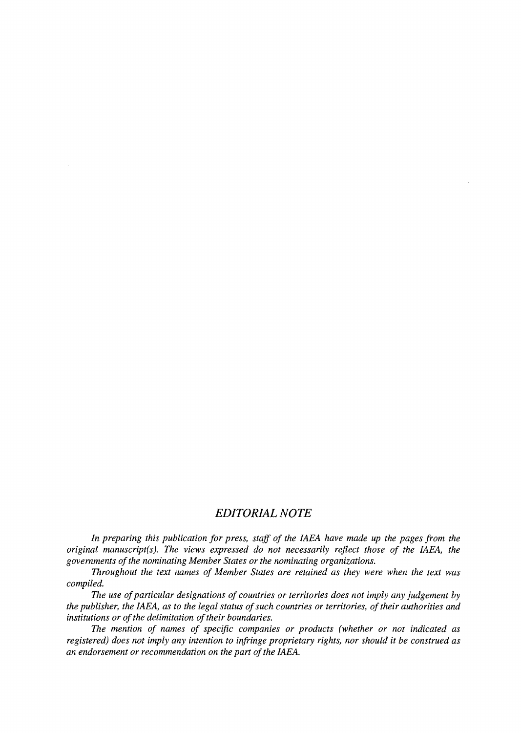## *EDITORIAL NOTE*

*In preparing this publication for press, staff of the IAEA have made up the pages from the original manuscript(s). The views expressed do not necessarily reflect those of the IAEA, the governments of the nominating Member States or the nominating organizations.*

*Throughout the text names of Member States are retained as they were when the text was compiled.*

*The use of particular designations of countries or territories does not imply any judgement by the publisher, the IAEA, as to the legal status of such countries or territories, of their authorities and institutions or of the delimitation of their boundaries.*

*The mention of names of specific companies or products (whether or not indicated as registered) does not imply any intention to infringe proprietary rights, nor should it be construed as an endorsement or recommendation on the part of the IAEA.*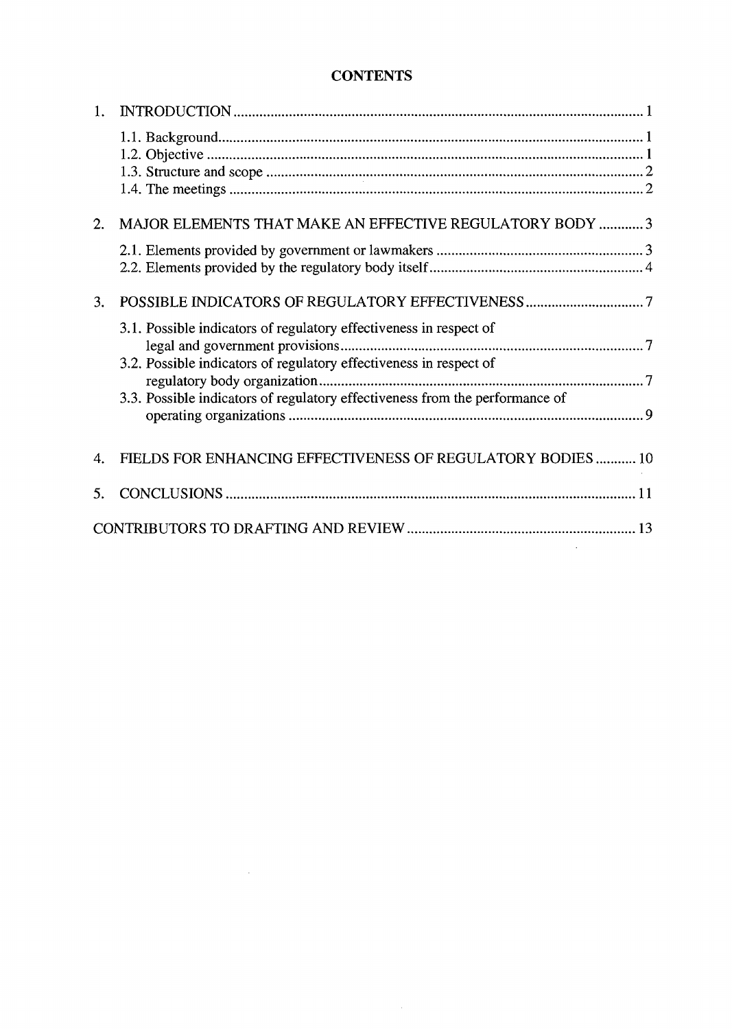# CONTENTS

1. INTRODUCTION ..... 1
   - 1.1. Background ..... 1
   - 1.2. Objective ..... 1
   - 1.3. Structure and scope ..... 2
   - 1.4. The meetings ..... 2
2. MAJOR ELEMENTS THAT MAKE AN EFFECTIVE REGULATORY BODY ..... 3
   - 2.1. Elements provided by government or lawmakers ..... 3
   - 2.2. Elements provided by the regulatory body itself ..... 4
3. POSSIBLE INDICATORS OF REGULATORY EFFECTIVENESS ..... 7
   - 3.1. Possible indicators of regulatory effectiveness in respect of legal and government provisions ..... 7
   - 3.2. Possible indicators of regulatory effectiveness in respect of regulatory body organization ..... 7
   - 3.3. Possible indicators of regulatory effectiveness from the performance of operating organizations ..... 9
4. FIELDS FOR ENHANCING EFFECTIVENESS OF REGULATORY BODIES ..... 10
5. CONCLUSIONS ..... 11

CONTRIBUTORS TO DRAFTING AND REVIEW ..... 13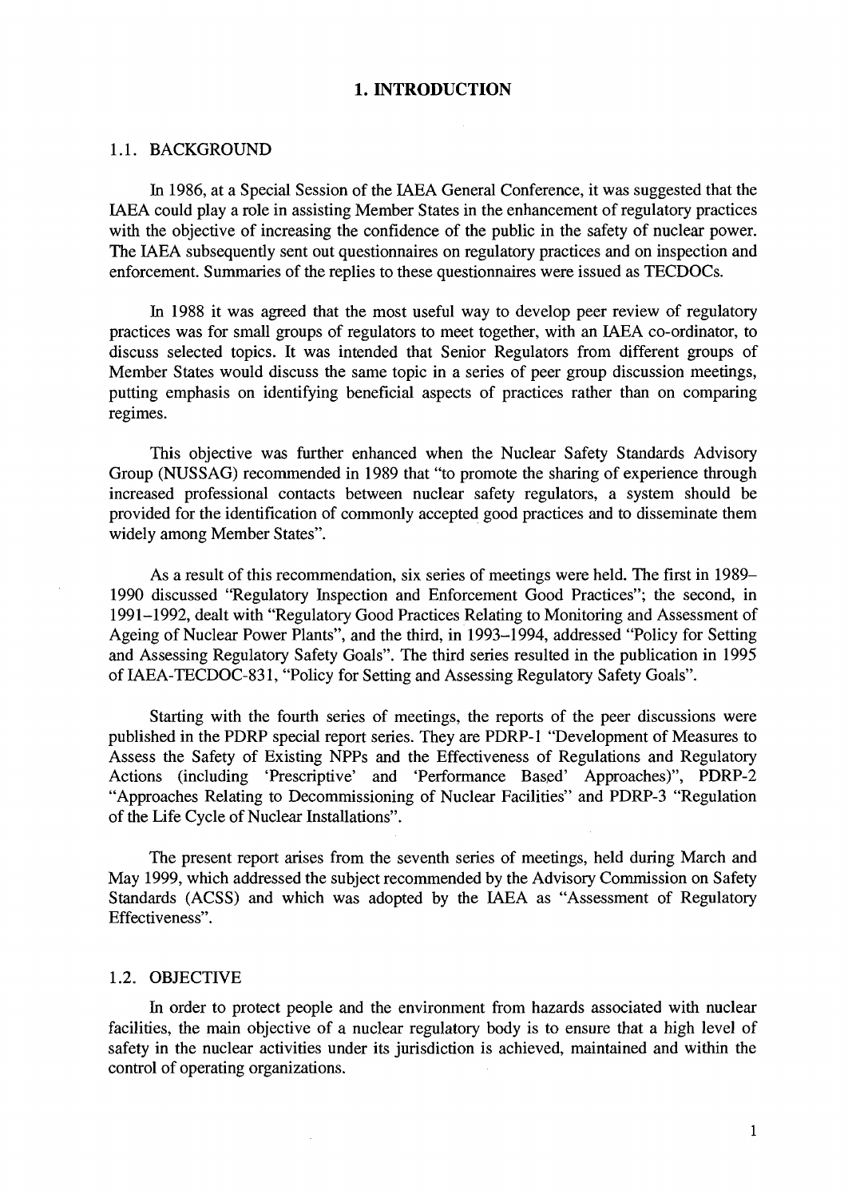# 1. INTRODUCTION

## 1.1. BACKGROUND

In 1986, at a Special Session of the IAEA General Conference, it was suggested that the IAEA could play a role in assisting Member States in the enhancement of regulatory practices with the objective of increasing the confidence of the public in the safety of nuclear power. The IAEA subsequently sent out questionnaires on regulatory practices and on inspection and enforcement. Summaries of the replies to these questionnaires were issued as TECDOCs.

In 1988 it was agreed that the most useful way to develop peer review of regulatory practices was for small groups of regulators to meet together, with an IAEA co-ordinator, to discuss selected topics. It was intended that Senior Regulators from different groups of Member States would discuss the same topic in a series of peer group discussion meetings, putting emphasis on identifying beneficial aspects of practices rather than on comparing regimes.

This objective was further enhanced when the Nuclear Safety Standards Advisory Group (NUSSAG) recommended in 1989 that "to promote the sharing of experience through increased professional contacts between nuclear safety regulators, a system should be provided for the identification of commonly accepted good practices and to disseminate them widely among Member States".

As a result of this recommendation, six series of meetings were held. The first in 1989–1990 discussed "Regulatory Inspection and Enforcement Good Practices"; the second, in 1991–1992, dealt with "Regulatory Good Practices Relating to Monitoring and Assessment of Ageing of Nuclear Power Plants", and the third, in 1993–1994, addressed "Policy for Setting and Assessing Regulatory Safety Goals". The third series resulted in the publication in 1995 of IAEA-TECDOC-831, "Policy for Setting and Assessing Regulatory Safety Goals".

Starting with the fourth series of meetings, the reports of the peer discussions were published in the PDRP special report series. They are PDRP-1 "Development of Measures to Assess the Safety of Existing NPPs and the Effectiveness of Regulations and Regulatory Actions (including 'Prescriptive' and 'Performance Based' Approaches)", PDRP-2 "Approaches Relating to Decommissioning of Nuclear Facilities" and PDRP-3 "Regulation of the Life Cycle of Nuclear Installations".

The present report arises from the seventh series of meetings, held during March and May 1999, which addressed the subject recommended by the Advisory Commission on Safety Standards (ACSS) and which was adopted by the IAEA as "Assessment of Regulatory Effectiveness".

## 1.2. OBJECTIVE

In order to protect people and the environment from hazards associated with nuclear facilities, the main objective of a nuclear regulatory body is to ensure that a high level of safety in the nuclear activities under its jurisdiction is achieved, maintained and within the control of operating organizations.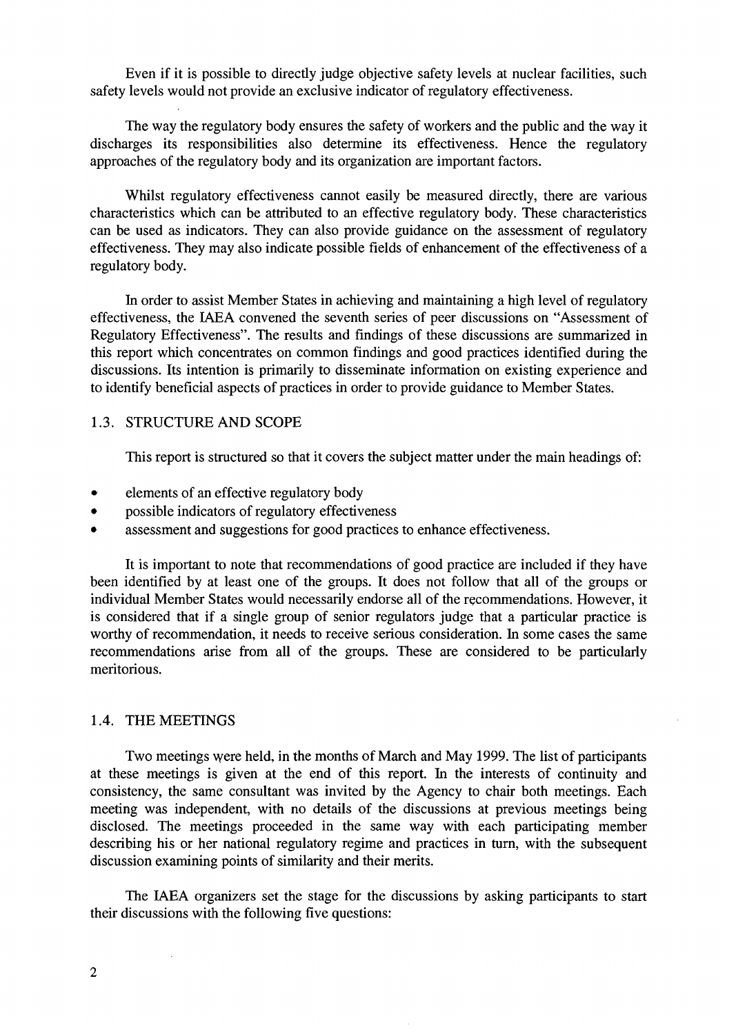Even if it is possible to directly judge objective safety levels at nuclear facilities, such safety levels would not provide an exclusive indicator of regulatory effectiveness.

The way the regulatory body ensures the safety of workers and the public and the way it discharges its responsibilities also determine its effectiveness. Hence the regulatory approaches of the regulatory body and its organization are important factors.

Whilst regulatory effectiveness cannot easily be measured directly, there are various characteristics which can be attributed to an effective regulatory body. These characteristics can be used as indicators. They can also provide guidance on the assessment of regulatory effectiveness. They may also indicate possible fields of enhancement of the effectiveness of a regulatory body.

In order to assist Member States in achieving and maintaining a high level of regulatory effectiveness, the IAEA convened the seventh series of peer discussions on "Assessment of Regulatory Effectiveness". The results and findings of these discussions are summarized in this report which concentrates on common findings and good practices identified during the discussions. Its intention is primarily to disseminate information on existing experience and to identify beneficial aspects of practices in order to provide guidance to Member States.

## 1.3. STRUCTURE AND SCOPE

This report is structured so that it covers the subject matter under the main headings of:

- elements of an effective regulatory body
- possible indicators of regulatory effectiveness
- assessment and suggestions for good practices to enhance effectiveness.

It is important to note that recommendations of good practice are included if they have been identified by at least one of the groups. It does not follow that all of the groups or individual Member States would necessarily endorse all of the recommendations. However, it is considered that if a single group of senior regulators judge that a particular practice is worthy of recommendation, it needs to receive serious consideration. In some cases the same recommendations arise from all of the groups. These are considered to be particularly meritorious.

## 1.4. THE MEETINGS

Two meetings were held, in the months of March and May 1999. The list of participants at these meetings is given at the end of this report. In the interests of continuity and consistency, the same consultant was invited by the Agency to chair both meetings. Each meeting was independent, with no details of the discussions at previous meetings being disclosed. The meetings proceeded in the same way with each participating member describing his or her national regulatory regime and practices in turn, with the subsequent discussion examining points of similarity and their merits.

The IAEA organizers set the stage for the discussions by asking participants to start their discussions with the following five questions: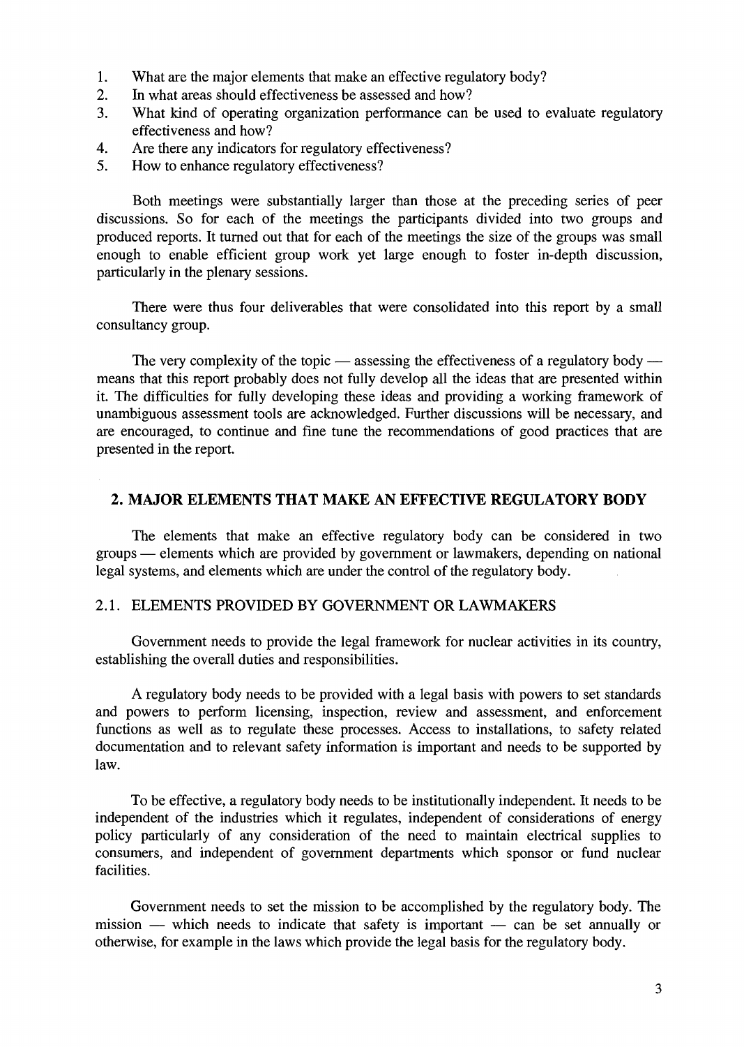1. What are the major elements that make an effective regulatory body?
2. In what areas should effectiveness be assessed and how?
3. What kind of operating organization performance can be used to evaluate regulatory effectiveness and how?
4. Are there any indicators for regulatory effectiveness?
5. How to enhance regulatory effectiveness?

Both meetings were substantially larger than those at the preceding series of peer discussions. So for each of the meetings the participants divided into two groups and produced reports. It turned out that for each of the meetings the size of the groups was small enough to enable efficient group work yet large enough to foster in-depth discussion, particularly in the plenary sessions.

There were thus four deliverables that were consolidated into this report by a small consultancy group.

The very complexity of the topic — assessing the effectiveness of a regulatory body — means that this report probably does not fully develop all the ideas that are presented within it. The difficulties for fully developing these ideas and providing a working framework of unambiguous assessment tools are acknowledged. Further discussions will be necessary, and are encouraged, to continue and fine tune the recommendations of good practices that are presented in the report.

## 2. MAJOR ELEMENTS THAT MAKE AN EFFECTIVE REGULATORY BODY

The elements that make an effective regulatory body can be considered in two groups — elements which are provided by government or lawmakers, depending on national legal systems, and elements which are under the control of the regulatory body.

### 2.1. ELEMENTS PROVIDED BY GOVERNMENT OR LAWMAKERS

Government needs to provide the legal framework for nuclear activities in its country, establishing the overall duties and responsibilities.

A regulatory body needs to be provided with a legal basis with powers to set standards and powers to perform licensing, inspection, review and assessment, and enforcement functions as well as to regulate these processes. Access to installations, to safety related documentation and to relevant safety information is important and needs to be supported by law.

To be effective, a regulatory body needs to be institutionally independent. It needs to be independent of the industries which it regulates, independent of considerations of energy policy particularly of any consideration of the need to maintain electrical supplies to consumers, and independent of government departments which sponsor or fund nuclear facilities.

Government needs to set the mission to be accomplished by the regulatory body. The mission — which needs to indicate that safety is important — can be set annually or otherwise, for example in the laws which provide the legal basis for the regulatory body.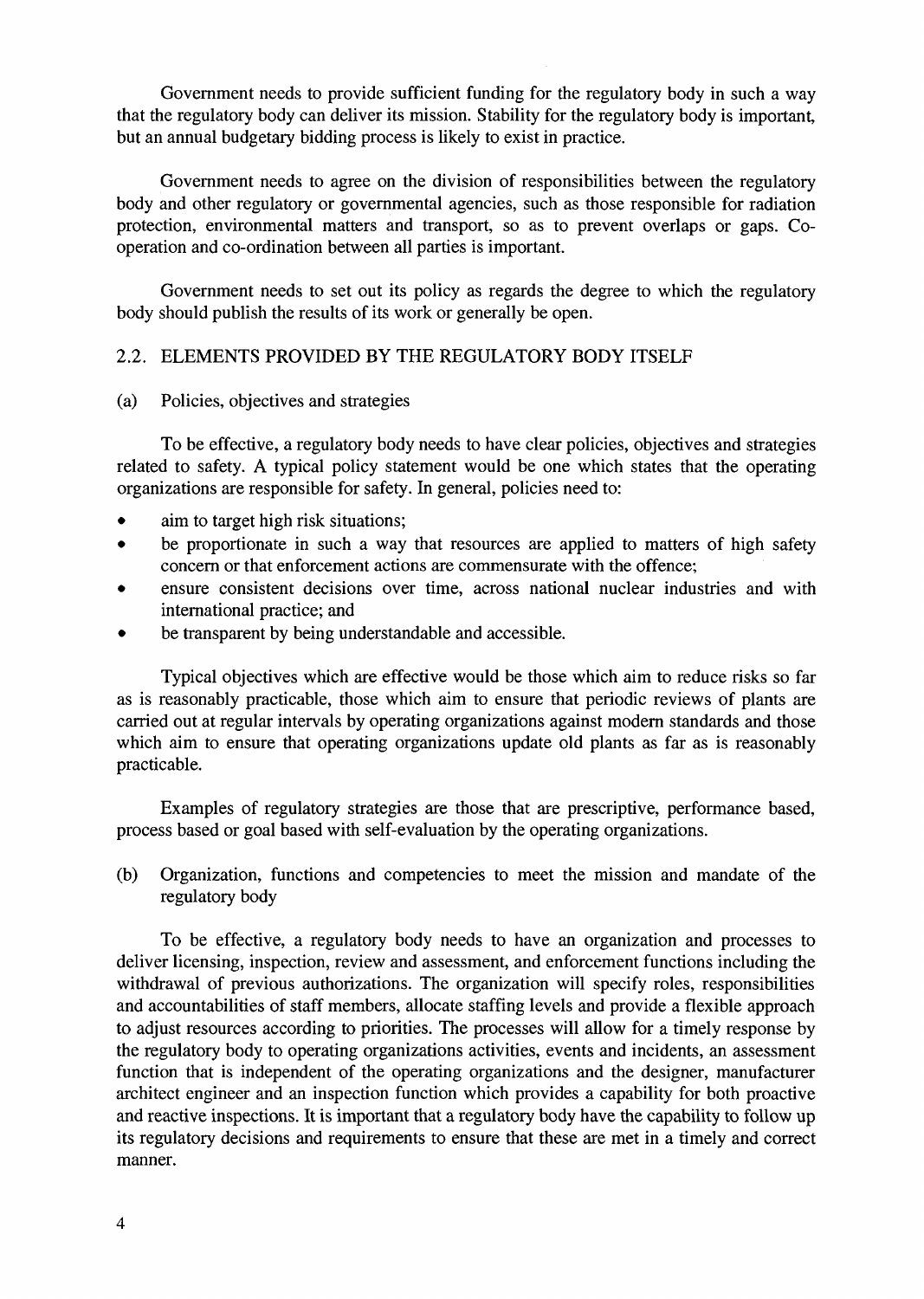Government needs to provide sufficient funding for the regulatory body in such a way that the regulatory body can deliver its mission. Stability for the regulatory body is important, but an annual budgetary bidding process is likely to exist in practice.

Government needs to agree on the division of responsibilities between the regulatory body and other regulatory or governmental agencies, such as those responsible for radiation protection, environmental matters and transport, so as to prevent overlaps or gaps. Co-operation and co-ordination between all parties is important.

Government needs to set out its policy as regards the degree to which the regulatory body should publish the results of its work or generally be open.

## 2.2. ELEMENTS PROVIDED BY THE REGULATORY BODY ITSELF

### (a) Policies, objectives and strategies

To be effective, a regulatory body needs to have clear policies, objectives and strategies related to safety. A typical policy statement would be one which states that the operating organizations are responsible for safety. In general, policies need to:

- aim to target high risk situations;
- be proportionate in such a way that resources are applied to matters of high safety concern or that enforcement actions are commensurate with the offence;
- ensure consistent decisions over time, across national nuclear industries and with international practice; and
- be transparent by being understandable and accessible.

Typical objectives which are effective would be those which aim to reduce risks so far as is reasonably practicable, those which aim to ensure that periodic reviews of plants are carried out at regular intervals by operating organizations against modern standards and those which aim to ensure that operating organizations update old plants as far as is reasonably practicable.

Examples of regulatory strategies are those that are prescriptive, performance based, process based or goal based with self-evaluation by the operating organizations.

### (b) Organization, functions and competencies to meet the mission and mandate of the regulatory body

To be effective, a regulatory body needs to have an organization and processes to deliver licensing, inspection, review and assessment, and enforcement functions including the withdrawal of previous authorizations. The organization will specify roles, responsibilities and accountabilities of staff members, allocate staffing levels and provide a flexible approach to adjust resources according to priorities. The processes will allow for a timely response by the regulatory body to operating organizations activities, events and incidents, an assessment function that is independent of the operating organizations and the designer, manufacturer architect engineer and an inspection function which provides a capability for both proactive and reactive inspections. It is important that a regulatory body have the capability to follow up its regulatory decisions and requirements to ensure that these are met in a timely and correct manner.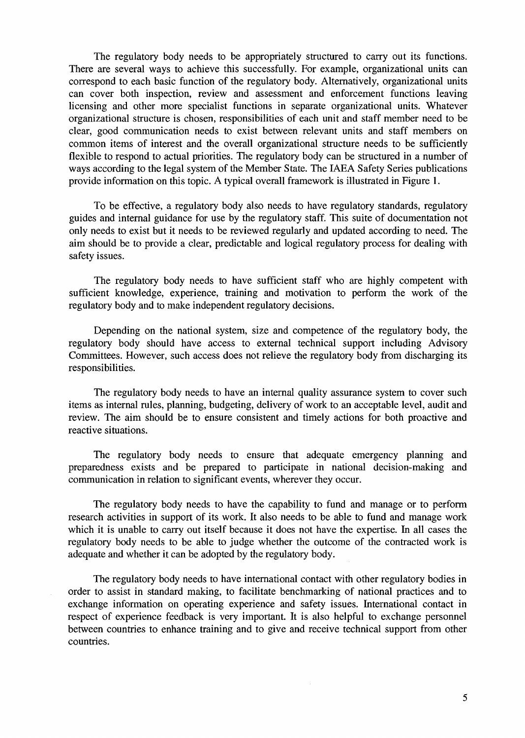The regulatory body needs to be appropriately structured to carry out its functions. There are several ways to achieve this successfully. For example, organizational units can correspond to each basic function of the regulatory body. Alternatively, organizational units can cover both inspection, review and assessment and enforcement functions leaving licensing and other more specialist functions in separate organizational units. Whatever organizational structure is chosen, responsibilities of each unit and staff member need to be clear, good communication needs to exist between relevant units and staff members on common items of interest and the overall organizational structure needs to be sufficiently flexible to respond to actual priorities. The regulatory body can be structured in a number of ways according to the legal system of the Member State. The IAEA Safety Series publications provide information on this topic. A typical overall framework is illustrated in Figure 1.

To be effective, a regulatory body also needs to have regulatory standards, regulatory guides and internal guidance for use by the regulatory staff. This suite of documentation not only needs to exist but it needs to be reviewed regularly and updated according to need. The aim should be to provide a clear, predictable and logical regulatory process for dealing with safety issues.

The regulatory body needs to have sufficient staff who are highly competent with sufficient knowledge, experience, training and motivation to perform the work of the regulatory body and to make independent regulatory decisions.

Depending on the national system, size and competence of the regulatory body, the regulatory body should have access to external technical support including Advisory Committees. However, such access does not relieve the regulatory body from discharging its responsibilities.

The regulatory body needs to have an internal quality assurance system to cover such items as internal rules, planning, budgeting, delivery of work to an acceptable level, audit and review. The aim should be to ensure consistent and timely actions for both proactive and reactive situations.

The regulatory body needs to ensure that adequate emergency planning and preparedness exists and be prepared to participate in national decision-making and communication in relation to significant events, wherever they occur.

The regulatory body needs to have the capability to fund and manage or to perform research activities in support of its work. It also needs to be able to fund and manage work which it is unable to carry out itself because it does not have the expertise. In all cases the regulatory body needs to be able to judge whether the outcome of the contracted work is adequate and whether it can be adopted by the regulatory body.

The regulatory body needs to have international contact with other regulatory bodies in order to assist in standard making, to facilitate benchmarking of national practices and to exchange information on operating experience and safety issues. International contact in respect of experience feedback is very important. It is also helpful to exchange personnel between countries to enhance training and to give and receive technical support from other countries.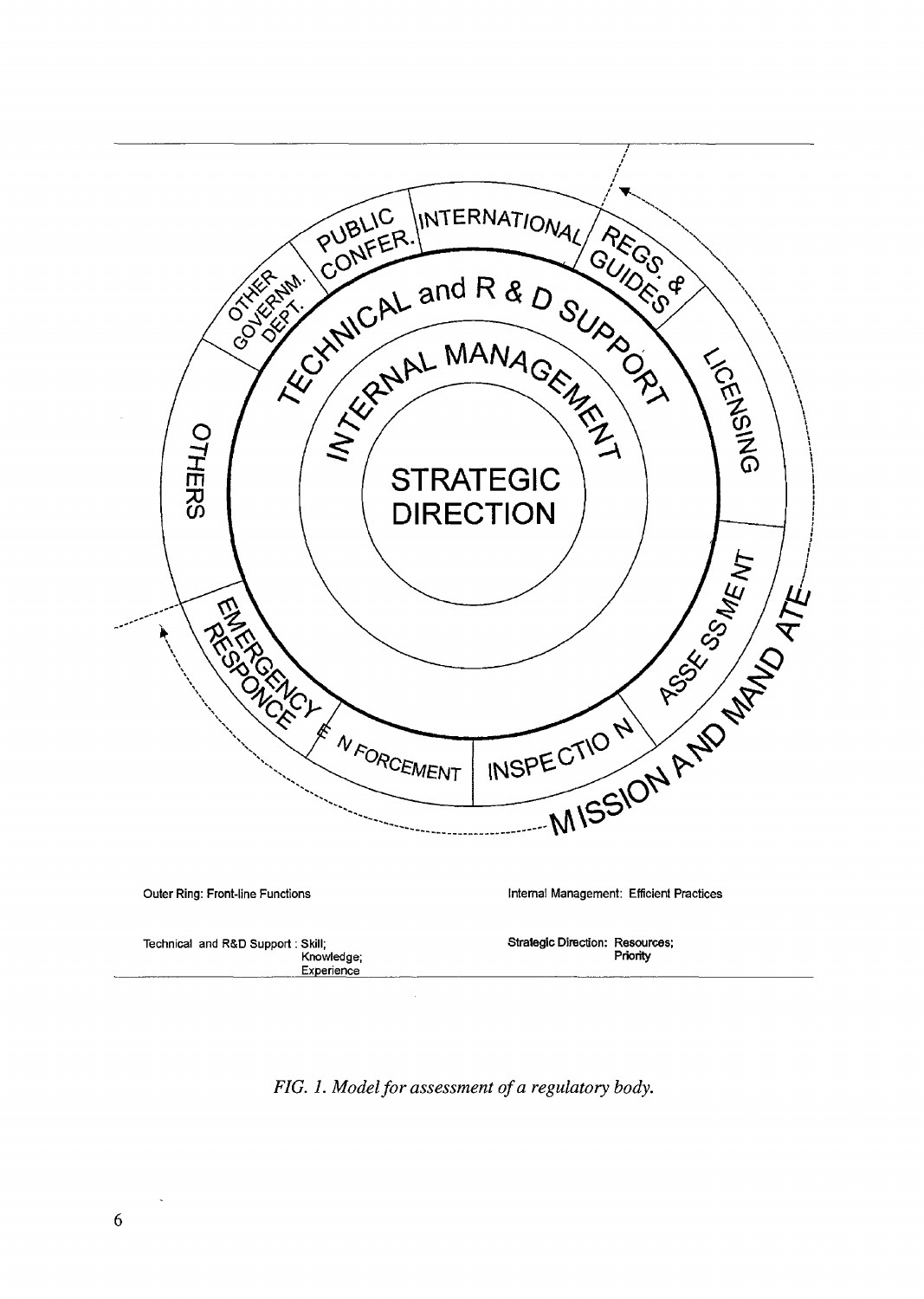Outer Ring: Front-line Functions

Internal Management: Efficient Practices

Technical and R&D Support : Skill; Knowledge; Experience

Strategic Direction: Resources; Priority

*FIG. 1. Model for assessment of a regulatory body.*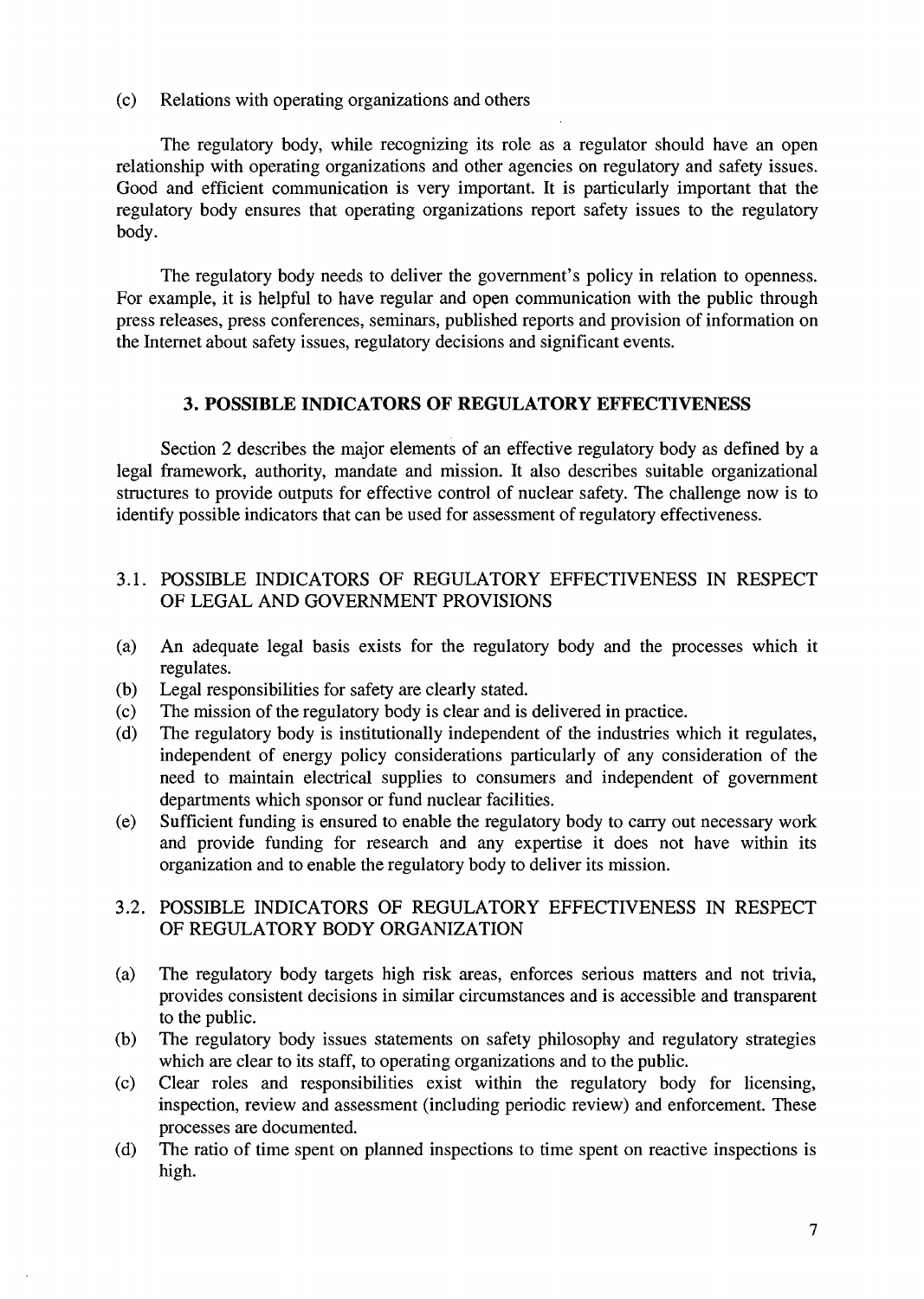(c) Relations with operating organizations and others

The regulatory body, while recognizing its role as a regulator should have an open relationship with operating organizations and other agencies on regulatory and safety issues. Good and efficient communication is very important. It is particularly important that the regulatory body ensures that operating organizations report safety issues to the regulatory body.

The regulatory body needs to deliver the government's policy in relation to openness. For example, it is helpful to have regular and open communication with the public through press releases, press conferences, seminars, published reports and provision of information on the Internet about safety issues, regulatory decisions and significant events.

## 3. POSSIBLE INDICATORS OF REGULATORY EFFECTIVENESS

Section 2 describes the major elements of an effective regulatory body as defined by a legal framework, authority, mandate and mission. It also describes suitable organizational structures to provide outputs for effective control of nuclear safety. The challenge now is to identify possible indicators that can be used for assessment of regulatory effectiveness.

### 3.1. POSSIBLE INDICATORS OF REGULATORY EFFECTIVENESS IN RESPECT OF LEGAL AND GOVERNMENT PROVISIONS

(a) An adequate legal basis exists for the regulatory body and the processes which it regulates.
(b) Legal responsibilities for safety are clearly stated.
(c) The mission of the regulatory body is clear and is delivered in practice.
(d) The regulatory body is institutionally independent of the industries which it regulates, independent of energy policy considerations particularly of any consideration of the need to maintain electrical supplies to consumers and independent of government departments which sponsor or fund nuclear facilities.
(e) Sufficient funding is ensured to enable the regulatory body to carry out necessary work and provide funding for research and any expertise it does not have within its organization and to enable the regulatory body to deliver its mission.

### 3.2. POSSIBLE INDICATORS OF REGULATORY EFFECTIVENESS IN RESPECT OF REGULATORY BODY ORGANIZATION

(a) The regulatory body targets high risk areas, enforces serious matters and not trivia, provides consistent decisions in similar circumstances and is accessible and transparent to the public.
(b) The regulatory body issues statements on safety philosophy and regulatory strategies which are clear to its staff, to operating organizations and to the public.
(c) Clear roles and responsibilities exist within the regulatory body for licensing, inspection, review and assessment (including periodic review) and enforcement. These processes are documented.
(d) The ratio of time spent on planned inspections to time spent on reactive inspections is high.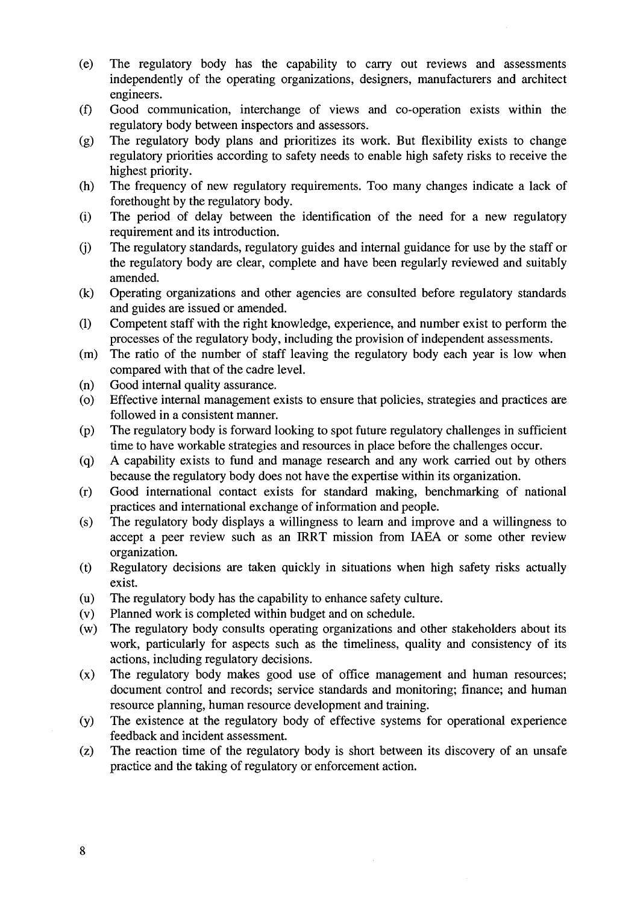(e) The regulatory body has the capability to carry out reviews and assessments independently of the operating organizations, designers, manufacturers and architect engineers.

(f) Good communication, interchange of views and co-operation exists within the regulatory body between inspectors and assessors.

(g) The regulatory body plans and prioritizes its work. But flexibility exists to change regulatory priorities according to safety needs to enable high safety risks to receive the highest priority.

(h) The frequency of new regulatory requirements. Too many changes indicate a lack of forethought by the regulatory body.

(i) The period of delay between the identification of the need for a new regulatory requirement and its introduction.

(j) The regulatory standards, regulatory guides and internal guidance for use by the staff or the regulatory body are clear, complete and have been regularly reviewed and suitably amended.

(k) Operating organizations and other agencies are consulted before regulatory standards and guides are issued or amended.

(l) Competent staff with the right knowledge, experience, and number exist to perform the processes of the regulatory body, including the provision of independent assessments.

(m) The ratio of the number of staff leaving the regulatory body each year is low when compared with that of the cadre level.

(n) Good internal quality assurance.

(o) Effective internal management exists to ensure that policies, strategies and practices are followed in a consistent manner.

(p) The regulatory body is forward looking to spot future regulatory challenges in sufficient time to have workable strategies and resources in place before the challenges occur.

(q) A capability exists to fund and manage research and any work carried out by others because the regulatory body does not have the expertise within its organization.

(r) Good international contact exists for standard making, benchmarking of national practices and international exchange of information and people.

(s) The regulatory body displays a willingness to learn and improve and a willingness to accept a peer review such as an IRRT mission from IAEA or some other review organization.

(t) Regulatory decisions are taken quickly in situations when high safety risks actually exist.

(u) The regulatory body has the capability to enhance safety culture.

(v) Planned work is completed within budget and on schedule.

(w) The regulatory body consults operating organizations and other stakeholders about its work, particularly for aspects such as the timeliness, quality and consistency of its actions, including regulatory decisions.

(x) The regulatory body makes good use of office management and human resources; document control and records; service standards and monitoring; finance; and human resource planning, human resource development and training.

(y) The existence at the regulatory body of effective systems for operational experience feedback and incident assessment.

(z) The reaction time of the regulatory body is short between its discovery of an unsafe practice and the taking of regulatory or enforcement action.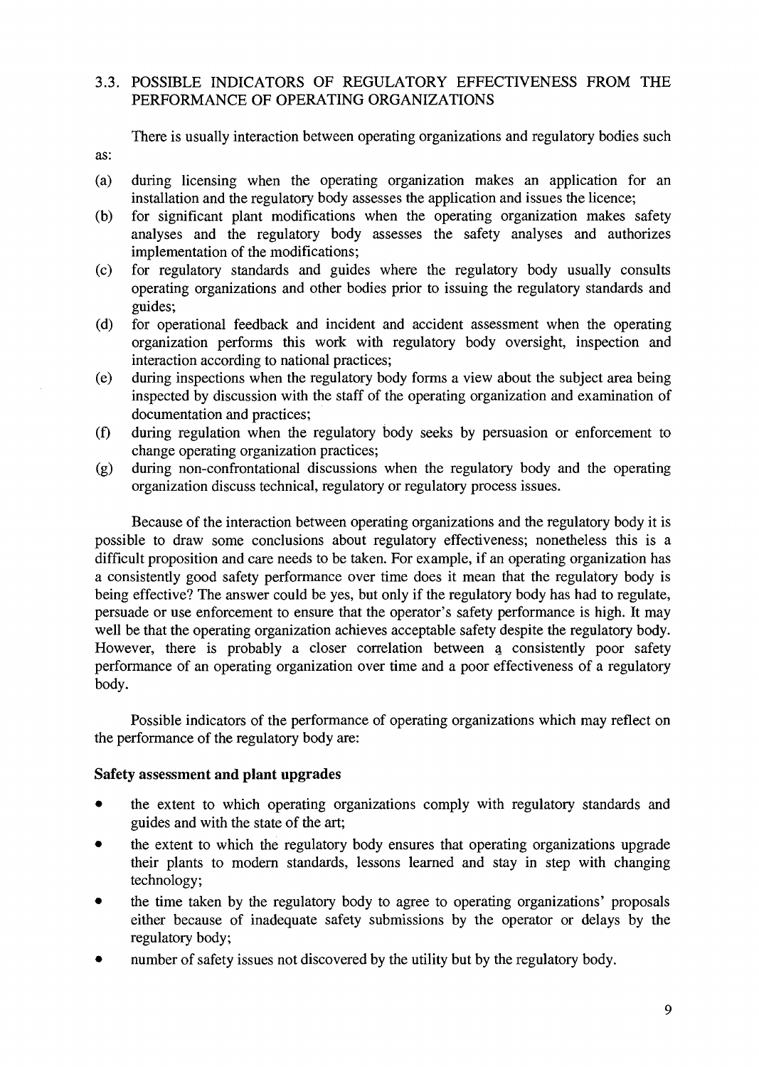## 3.3. POSSIBLE INDICATORS OF REGULATORY EFFECTIVENESS FROM THE PERFORMANCE OF OPERATING ORGANIZATIONS

There is usually interaction between operating organizations and regulatory bodies such as:

(a) during licensing when the operating organization makes an application for an installation and the regulatory body assesses the application and issues the licence;

(b) for significant plant modifications when the operating organization makes safety analyses and the regulatory body assesses the safety analyses and authorizes implementation of the modifications;

(c) for regulatory standards and guides where the regulatory body usually consults operating organizations and other bodies prior to issuing the regulatory standards and guides;

(d) for operational feedback and incident and accident assessment when the operating organization performs this work with regulatory body oversight, inspection and interaction according to national practices;

(e) during inspections when the regulatory body forms a view about the subject area being inspected by discussion with the staff of the operating organization and examination of documentation and practices;

(f) during regulation when the regulatory body seeks by persuasion or enforcement to change operating organization practices;

(g) during non-confrontational discussions when the regulatory body and the operating organization discuss technical, regulatory or regulatory process issues.

Because of the interaction between operating organizations and the regulatory body it is possible to draw some conclusions about regulatory effectiveness; nonetheless this is a difficult proposition and care needs to be taken. For example, if an operating organization has a consistently good safety performance over time does it mean that the regulatory body is being effective? The answer could be yes, but only if the regulatory body has had to regulate, persuade or use enforcement to ensure that the operator's safety performance is high. It may well be that the operating organization achieves acceptable safety despite the regulatory body. However, there is probably a closer correlation between a consistently poor safety performance of an operating organization over time and a poor effectiveness of a regulatory body.

Possible indicators of the performance of operating organizations which may reflect on the performance of the regulatory body are:

**Safety assessment and plant upgrades**

- the extent to which operating organizations comply with regulatory standards and guides and with the state of the art;
- the extent to which the regulatory body ensures that operating organizations upgrade their plants to modern standards, lessons learned and stay in step with changing technology;
- the time taken by the regulatory body to agree to operating organizations' proposals either because of inadequate safety submissions by the operator or delays by the regulatory body;
- number of safety issues not discovered by the utility but by the regulatory body.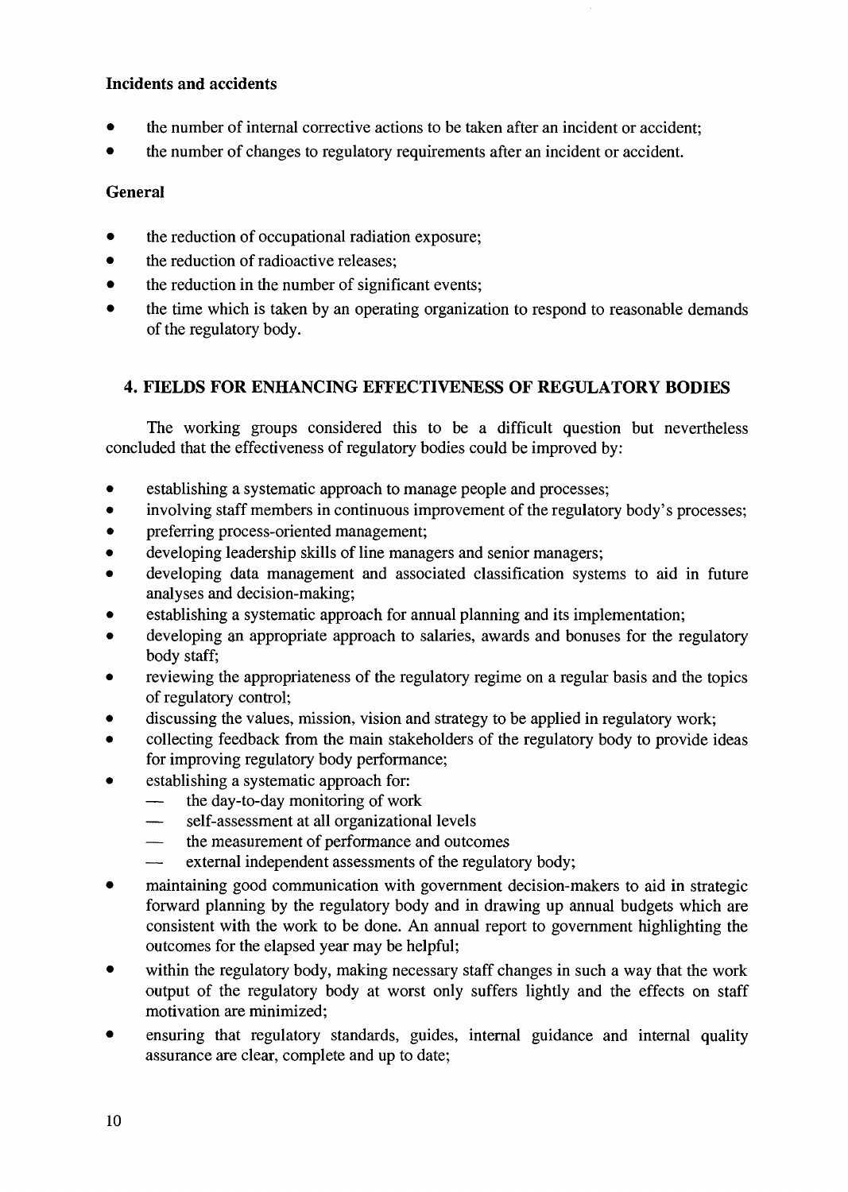**Incidents and accidents**

- the number of internal corrective actions to be taken after an incident or accident;
- the number of changes to regulatory requirements after an incident or accident.

**General**

- the reduction of occupational radiation exposure;
- the reduction of radioactive releases;
- the reduction in the number of significant events;
- the time which is taken by an operating organization to respond to reasonable demands of the regulatory body.

## 4. FIELDS FOR ENHANCING EFFECTIVENESS OF REGULATORY BODIES

The working groups considered this to be a difficult question but nevertheless concluded that the effectiveness of regulatory bodies could be improved by:

- establishing a systematic approach to manage people and processes;
- involving staff members in continuous improvement of the regulatory body's processes;
- preferring process-oriented management;
- developing leadership skills of line managers and senior managers;
- developing data management and associated classification systems to aid in future analyses and decision-making;
- establishing a systematic approach for annual planning and its implementation;
- developing an appropriate approach to salaries, awards and bonuses for the regulatory body staff;
- reviewing the appropriateness of the regulatory regime on a regular basis and the topics of regulatory control;
- discussing the values, mission, vision and strategy to be applied in regulatory work;
- collecting feedback from the main stakeholders of the regulatory body to provide ideas for improving regulatory body performance;
- establishing a systematic approach for:
  - the day-to-day monitoring of work
  - self-assessment at all organizational levels
  - the measurement of performance and outcomes
  - external independent assessments of the regulatory body;
- maintaining good communication with government decision-makers to aid in strategic forward planning by the regulatory body and in drawing up annual budgets which are consistent with the work to be done. An annual report to government highlighting the outcomes for the elapsed year may be helpful;
- within the regulatory body, making necessary staff changes in such a way that the work output of the regulatory body at worst only suffers lightly and the effects on staff motivation are minimized;
- ensuring that regulatory standards, guides, internal guidance and internal quality assurance are clear, complete and up to date;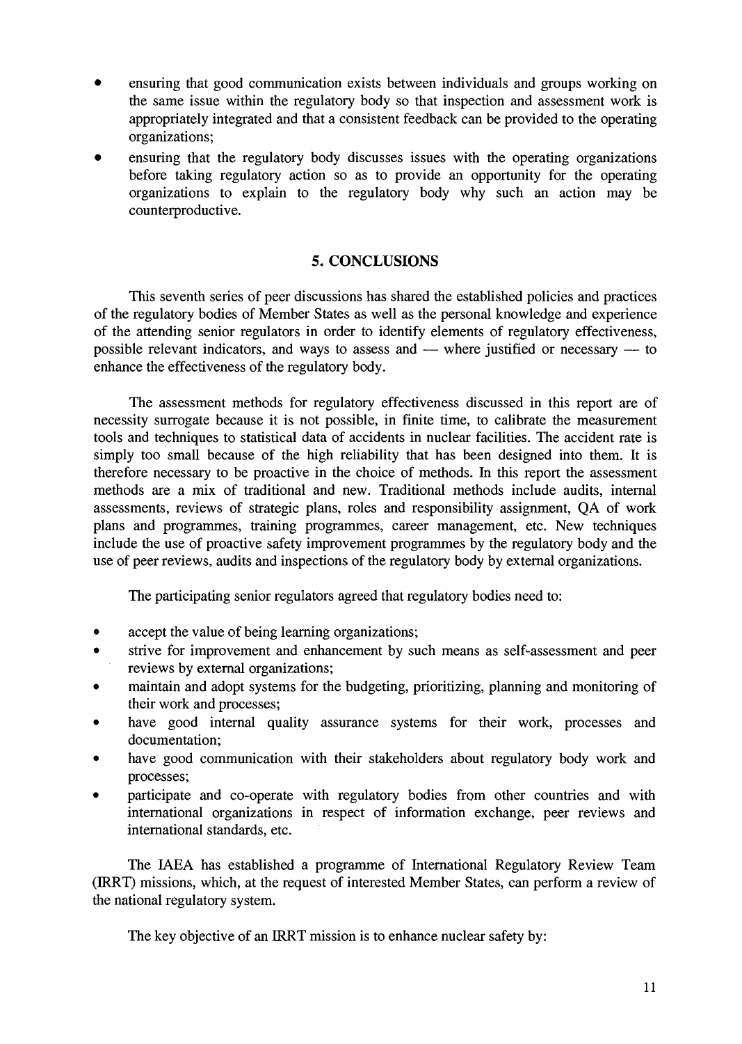- ensuring that good communication exists between individuals and groups working on the same issue within the regulatory body so that inspection and assessment work is appropriately integrated and that a consistent feedback can be provided to the operating organizations;
- ensuring that the regulatory body discusses issues with the operating organizations before taking regulatory action so as to provide an opportunity for the operating organizations to explain to the regulatory body why such an action may be counterproductive.

## 5. CONCLUSIONS

This seventh series of peer discussions has shared the established policies and practices of the regulatory bodies of Member States as well as the personal knowledge and experience of the attending senior regulators in order to identify elements of regulatory effectiveness, possible relevant indicators, and ways to assess and — where justified or necessary — to enhance the effectiveness of the regulatory body.

The assessment methods for regulatory effectiveness discussed in this report are of necessity surrogate because it is not possible, in finite time, to calibrate the measurement tools and techniques to statistical data of accidents in nuclear facilities. The accident rate is simply too small because of the high reliability that has been designed into them. It is therefore necessary to be proactive in the choice of methods. In this report the assessment methods are a mix of traditional and new. Traditional methods include audits, internal assessments, reviews of strategic plans, roles and responsibility assignment, QA of work plans and programmes, training programmes, career management, etc. New techniques include the use of proactive safety improvement programmes by the regulatory body and the use of peer reviews, audits and inspections of the regulatory body by external organizations.

The participating senior regulators agreed that regulatory bodies need to:

- accept the value of being learning organizations;
- strive for improvement and enhancement by such means as self-assessment and peer reviews by external organizations;
- maintain and adopt systems for the budgeting, prioritizing, planning and monitoring of their work and processes;
- have good internal quality assurance systems for their work, processes and documentation;
- have good communication with their stakeholders about regulatory body work and processes;
- participate and co-operate with regulatory bodies from other countries and with international organizations in respect of information exchange, peer reviews and international standards, etc.

The IAEA has established a programme of International Regulatory Review Team (IRRT) missions, which, at the request of interested Member States, can perform a review of the national regulatory system.

The key objective of an IRRT mission is to enhance nuclear safety by: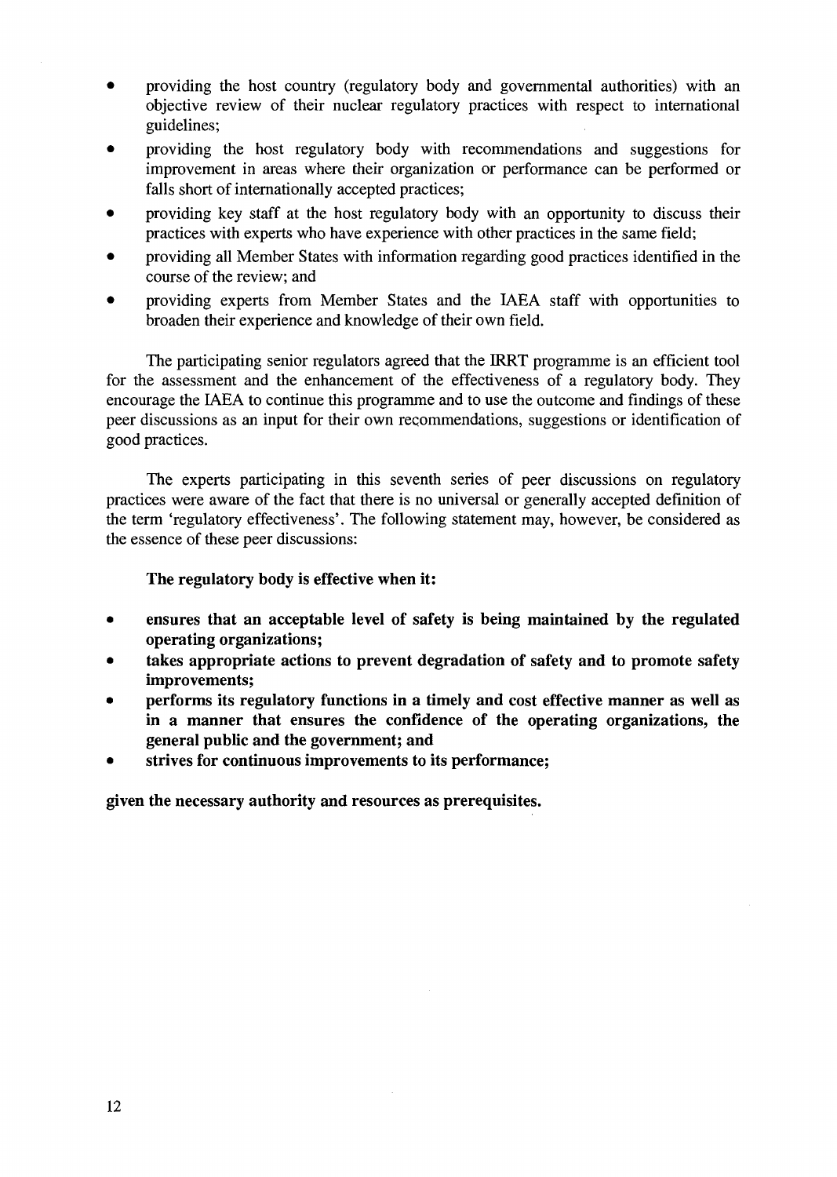- providing the host country (regulatory body and governmental authorities) with an objective review of their nuclear regulatory practices with respect to international guidelines;
- providing the host regulatory body with recommendations and suggestions for improvement in areas where their organization or performance can be performed or falls short of internationally accepted practices;
- providing key staff at the host regulatory body with an opportunity to discuss their practices with experts who have experience with other practices in the same field;
- providing all Member States with information regarding good practices identified in the course of the review; and
- providing experts from Member States and the IAEA staff with opportunities to broaden their experience and knowledge of their own field.

The participating senior regulators agreed that the IRRT programme is an efficient tool for the assessment and the enhancement of the effectiveness of a regulatory body. They encourage the IAEA to continue this programme and to use the outcome and findings of these peer discussions as an input for their own recommendations, suggestions or identification of good practices.

The experts participating in this seventh series of peer discussions on regulatory practices were aware of the fact that there is no universal or generally accepted definition of the term 'regulatory effectiveness'. The following statement may, however, be considered as the essence of these peer discussions:

**The regulatory body is effective when it:**

- **ensures that an acceptable level of safety is being maintained by the regulated operating organizations;**
- **takes appropriate actions to prevent degradation of safety and to promote safety improvements;**
- **performs its regulatory functions in a timely and cost effective manner as well as in a manner that ensures the confidence of the operating organizations, the general public and the government; and**
- **strives for continuous improvements to its performance;**

**given the necessary authority and resources as prerequisites.**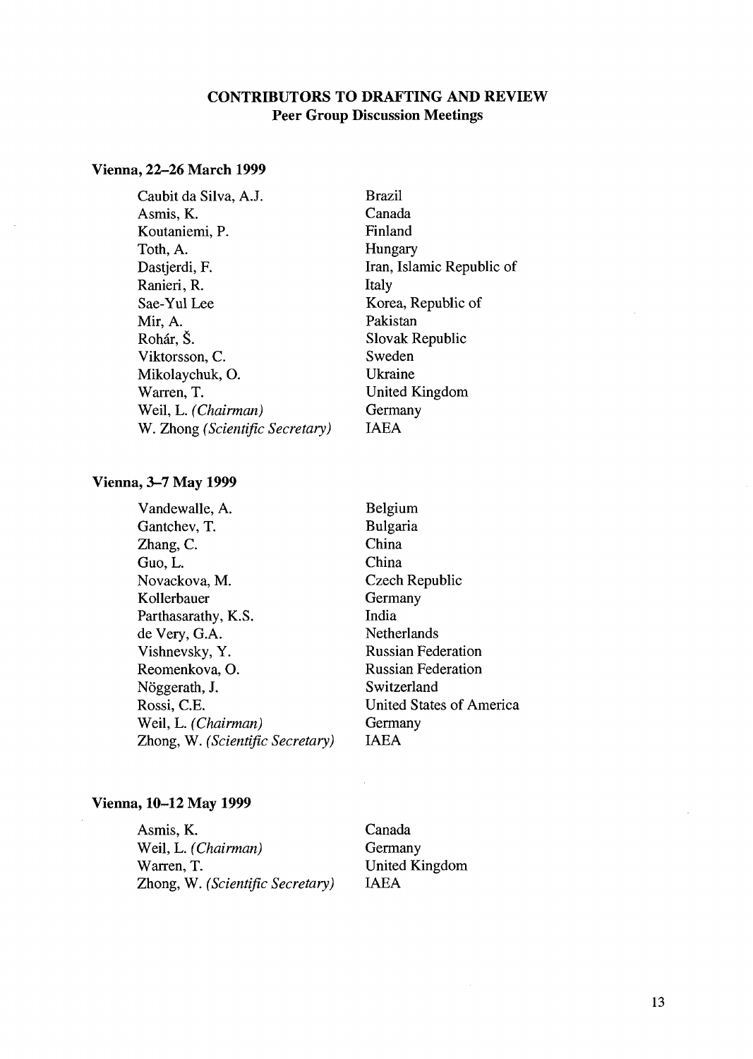# CONTRIBUTORS TO DRAFTING AND REVIEW

## Peer Group Discussion Meetings

### Vienna, 22–26 March 1999

| | |
|---|---|
| Caubit da Silva, A.J. | Brazil |
| Asmis, K. | Canada |
| Koutaniemi, P. | Finland |
| Toth, A. | Hungary |
| Dastjerdi, F. | Iran, Islamic Republic of |
| Ranieri, R. | Italy |
| Sae-Yul Lee | Korea, Republic of |
| Mir, A. | Pakistan |
| Rohár, Š. | Slovak Republic |
| Viktorsson, C. | Sweden |
| Mikolaychuk, O. | Ukraine |
| Warren, T. | United Kingdom |
| Weil, L. *(Chairman)* | Germany |
| W. Zhong *(Scientific Secretary)* | IAEA |

### Vienna, 3–7 May 1999

| | |
|---|---|
| Vandewalle, A. | Belgium |
| Gantchev, T. | Bulgaria |
| Zhang, C. | China |
| Guo, L. | China |
| Novackova, M. | Czech Republic |
| Kollerbauer | Germany |
| Parthasarathy, K.S. | India |
| de Very, G.A. | Netherlands |
| Vishnevsky, Y. | Russian Federation |
| Reomenkova, O. | Russian Federation |
| Nöggerath, J. | Switzerland |
| Rossi, C.E. | United States of America |
| Weil, L. *(Chairman)* | Germany |
| Zhong, W. *(Scientific Secretary)* | IAEA |

### Vienna, 10–12 May 1999

| | |
|---|---|
| Asmis, K. | Canada |
| Weil, L. *(Chairman)* | Germany |
| Warren, T. | United Kingdom |
| Zhong, W. *(Scientific Secretary)* | IAEA |